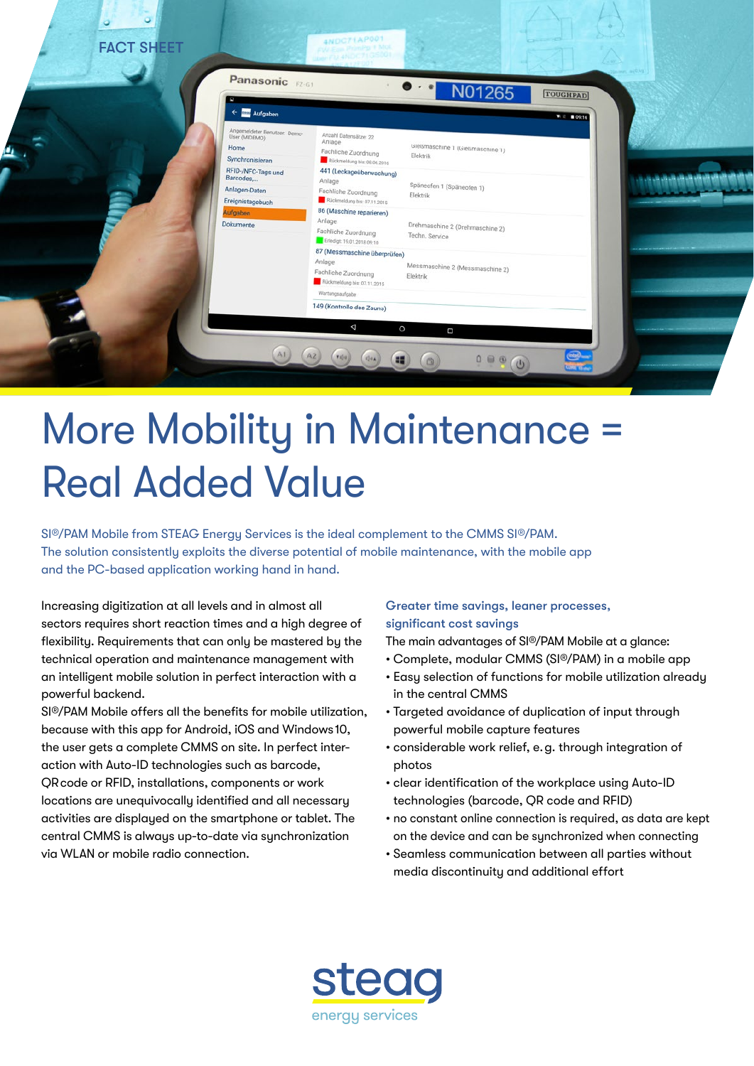FACT SHEET

# More Mobility in Maintenance = Real Added Value

SI®/PAM Mobile from STEAG Energy Services is the ideal complement to the CMMS SI®/PAM. The solution consistently exploits the diverse potential of mobile maintenance, with the mobile app and the PC-based application working hand in hand.

Increasing digitization at all levels and in almost all sectors requires short reaction times and a high degree of flexibility. Requirements that can only be mastered by the technical operation and maintenance management with an intelligent mobile solution in perfect interaction with a powerful backend.

SI®/PAM Mobile offers all the benefits for mobile utilization, because with this app for Android, iOS and Windows 10, the user gets a complete CMMS on site. In perfect interaction with Auto-ID technologies such as barcode, QR code or RFID, installations, components or work locations are unequivocally identified and all necessary activities are displayed on the smartphone or tablet. The central CMMS is always up-to-date via synchronization via WLAN or mobile radio connection.

### Greater time savings, leaner processes, significant cost savings

The main advantages of SI®/PAM Mobile at a glance:

- Complete, modular CMMS (SI®/PAM) in a mobile app
- Easy selection of functions for mobile utilization already in the central CMMS
- Targeted avoidance of duplication of input through powerful mobile capture features
- considerable work relief, e.g. through integration of photos
- clear identification of the workplace using Auto-ID technologies (barcode, QR code and RFID)
- no constant online connection is required, as data are kept on the device and can be synchronized when connecting
- Seamless communication between all parties without media discontinuity and additional effort

steag
energy services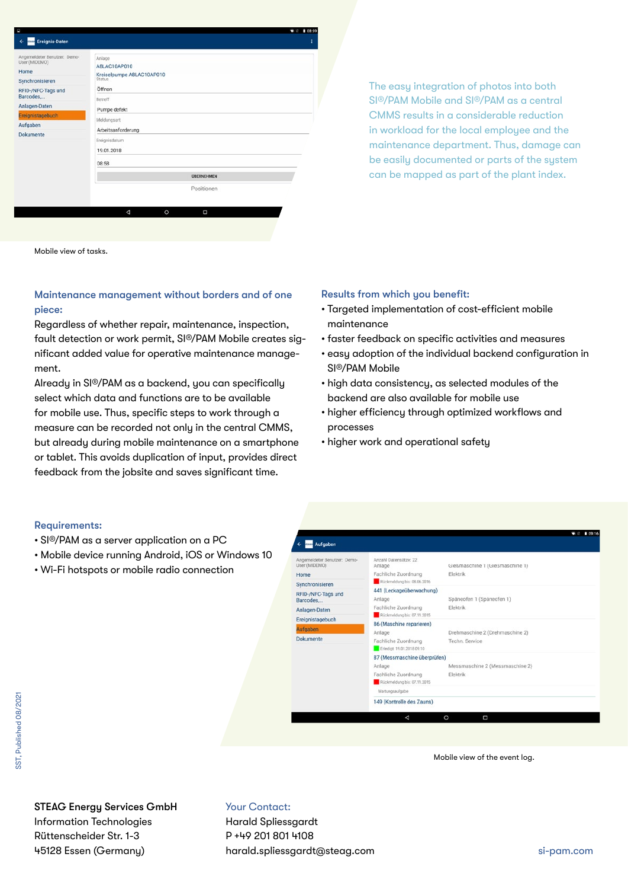The easy integration of photos into both SI®/PAM Mobile and SI®/PAM as a central CMMS results in a considerable reduction in workload for the local employee and the maintenance department. Thus, damage can be easily documented or parts of the system can be mapped as part of the plant index.

Mobile view of tasks.

## Maintenance management without borders and of one piece:

Regardless of whether repair, maintenance, inspection, fault detection or work permit, SI®/PAM Mobile creates significant added value for operative maintenance management.

Already in SI®/PAM as a backend, you can specifically select which data and functions are to be available for mobile use. Thus, specific steps to work through a measure can be recorded not only in the central CMMS, but already during mobile maintenance on a smartphone or tablet. This avoids duplication of input, provides direct feedback from the jobsite and saves significant time.

## Results from which you benefit:

- Targeted implementation of cost-efficient mobile maintenance
- faster feedback on specific activities and measures
- easy adoption of the individual backend configuration in SI®/PAM Mobile
- high data consistency, as selected modules of the backend are also available for mobile use
- higher efficiency through optimized workflows and processes
- higher work and operational safety

## Requirements:

- SI®/PAM as a server application on a PC
- Mobile device running Android, iOS or Windows 10
- Wi-Fi hotspots or mobile radio connection

Mobile view of the event log.

SST, Published 08/2021

**STEAG Energy Services GmbH**
Information Technologies
Rüttenscheider Str. 1-3
45128 Essen (Germany)

Your Contact:
Harald Spliessgardt
P +49 201 801 4108
harald.spliessgardt@steag.com

si-pam.com